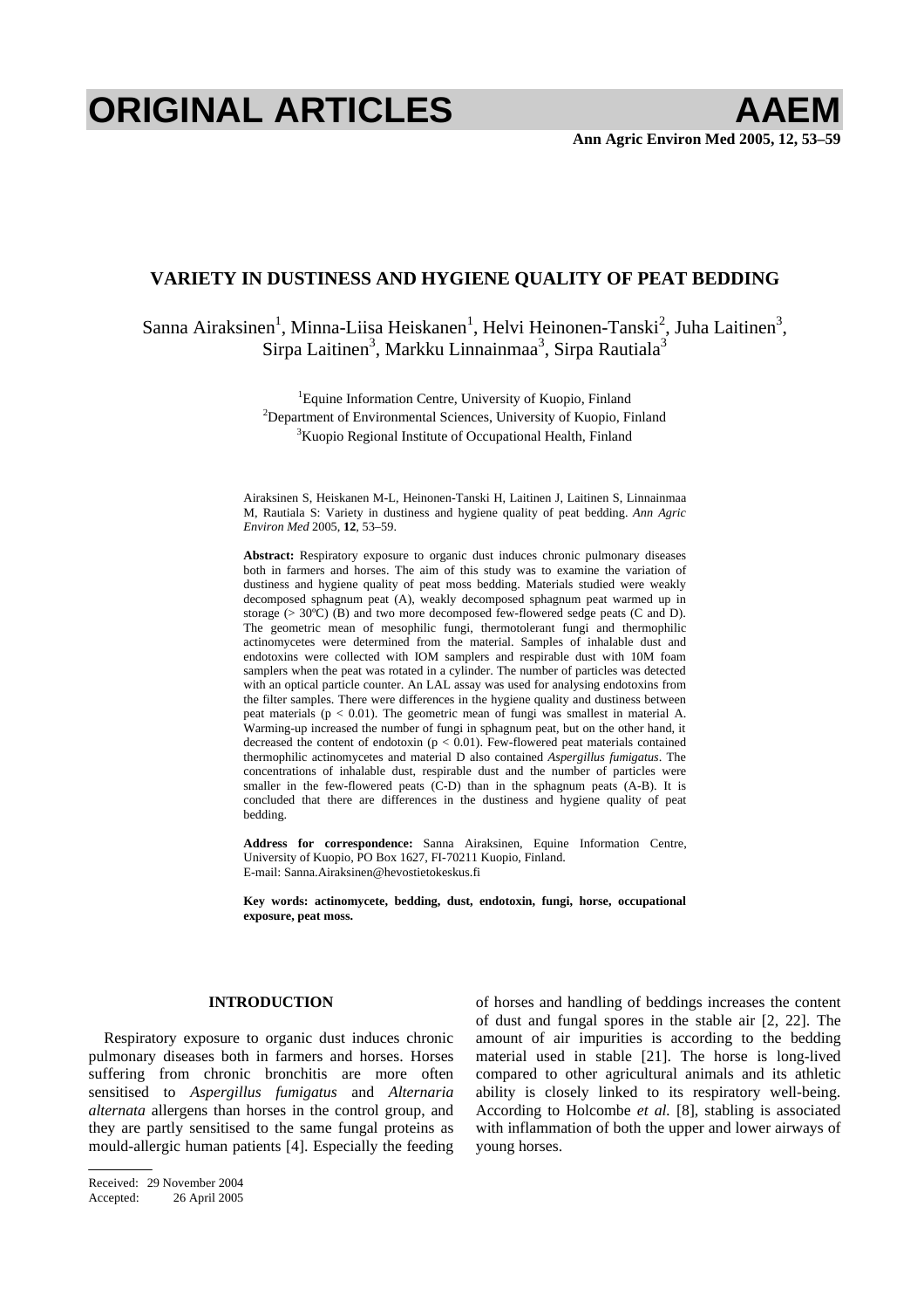# VARIETY IN DUSTINESS AND HYGIENE QUALITY OF PEAT BEDDING

Sanna Airaksinen[1], Minna-Liisa Heiskanen[1], Helvi Heinonen-Tanski[2], Juha Laitinen[3], Sirpa Laitinen[3], Markku Linnainmaa[3], Sirpa Rautiala[3]

[1]Equine Information Centre, University of Kuopio, Finland
[2]Department of Environmental Sciences, University of Kuopio, Finland
[3]Kuopio Regional Institute of Occupational Health, Finland

Airaksinen S, Heiskanen M-L, Heinonen-Tanski H, Laitinen J, Laitinen S, Linnainmaa M, Rautiala S: Variety in dustiness and hygiene quality of peat bedding. *Ann Agric Environ Med* 2005, **12**, 53–59.

**Abstract:** Respiratory exposure to organic dust induces chronic pulmonary diseases both in farmers and horses. The aim of this study was to examine the variation of dustiness and hygiene quality of peat moss bedding. Materials studied were weakly decomposed sphagnum peat (A), weakly decomposed sphagnum peat warmed up in storage (> 30ºC) (B) and two more decomposed few-flowered sedge peats (C and D). The geometric mean of mesophilic fungi, thermotolerant fungi and thermophilic actinomycetes were determined from the material. Samples of inhalable dust and endotoxins were collected with IOM samplers and respirable dust with 10M foam samplers when the peat was rotated in a cylinder. The number of particles was detected with an optical particle counter. An LAL assay was used for analysing endotoxins from the filter samples. There were differences in the hygiene quality and dustiness between peat materials ($p < 0.01$). The geometric mean of fungi was smallest in material A. Warming-up increased the number of fungi in sphagnum peat, but on the other hand, it decreased the content of endotoxin ($p < 0.01$). Few-flowered peat materials contained thermophilic actinomycetes and material D also contained *Aspergillus fumigatus*. The concentrations of inhalable dust, respirable dust and the number of particles were smaller in the few-flowered peats (C-D) than in the sphagnum peats (A-B). It is concluded that there are differences in the dustiness and hygiene quality of peat bedding.

**Address for correspondence:** Sanna Airaksinen, Equine Information Centre, University of Kuopio, PO Box 1627, FI-70211 Kuopio, Finland.
E-mail: Sanna.Airaksinen@hevostietokeskus.fi

**Key words: actinomycete, bedding, dust, endotoxin, fungi, horse, occupational exposure, peat moss.**

## INTRODUCTION

Respiratory exposure to organic dust induces chronic pulmonary diseases both in farmers and horses. Horses suffering from chronic bronchitis are more often sensitised to *Aspergillus fumigatus* and *Alternaria alternata* allergens than horses in the control group, and they are partly sensitised to the same fungal proteins as mould-allergic human patients [4]. Especially the feeding of horses and handling of beddings increases the content of dust and fungal spores in the stable air [2, 22]. The amount of air impurities is according to the bedding material used in stable [21]. The horse is long-lived compared to other agricultural animals and its athletic ability is closely linked to its respiratory well-being. According to Holcombe *et al.* [8], stabling is associated with inflammation of both the upper and lower airways of young horses.

Received: 29 November 2004
Accepted: 26 April 2005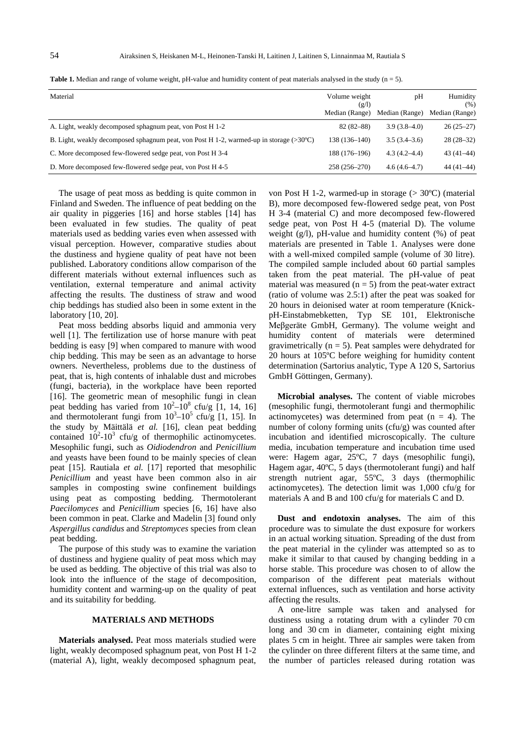**Table 1.** Median and range of volume weight, pH-value and humidity content of peat materials analysed in the study (n = 5).

| Material | Volume weight (g/l) Median (Range) | pH Median (Range) | Humidity (%) Median (Range) |
|---|---|---|---|
| A. Light, weakly decomposed sphagnum peat, von Post H 1-2 | 82 (82–88) | 3.9 (3.8–4.0) | 26 (25–27) |
| B. Light, weakly decomposed sphagnum peat, von Post H 1-2, warmed-up in storage (>30ºC) | 138 (136–140) | 3.5 (3.4–3.6) | 28 (28–32) |
| C. More decomposed few-flowered sedge peat, von Post H 3-4 | 188 (176–196) | 4.3 (4.2–4.4) | 43 (41–44) |
| D. More decomposed few-flowered sedge peat, von Post H 4-5 | 258 (256–270) | 4.6 (4.6–4.7) | 44 (41–44) |

The usage of peat moss as bedding is quite common in Finland and Sweden. The influence of peat bedding on the air quality in piggeries [16] and horse stables [14] has been evaluated in few studies. The quality of peat materials used as bedding varies even when assessed with visual perception. However, comparative studies about the dustiness and hygiene quality of peat have not been published. Laboratory conditions allow comparison of the different materials without external influences such as ventilation, external temperature and animal activity affecting the results. The dustiness of straw and wood chip beddings has studied also been in some extent in the laboratory [10, 20].

Peat moss bedding absorbs liquid and ammonia very well [1]. The fertilization use of horse manure with peat bedding is easy [9] when compared to manure with wood chip bedding. This may be seen as an advantage to horse owners. Nevertheless, problems due to the dustiness of peat, that is, high contents of inhalable dust and microbes (fungi, bacteria), in the workplace have been reported [16]. The geometric mean of mesophilic fungi in clean peat bedding has varied from $10^2$–$10^8$ cfu/g [1, 14, 16] and thermotolerant fungi from $10^3$–$10^5$ cfu/g [1, 15]. In the study by Mäittälä *et al.* [16], clean peat bedding contained $10^2$-$10^3$ cfu/g of thermophilic actinomycetes. Mesophilic fungi, such as *Oidiodendron* and *Penicillium* and yeasts have been found to be mainly species of clean peat [15]. Rautiala *et al.* [17] reported that mesophilic *Penicillium* and yeast have been common also in air samples in composting swine confinement buildings using peat as composting bedding. Thermotolerant *Paecilomyces* and *Penicillium* species [6, 16] have also been common in peat. Clarke and Madelin [3] found only *Aspergillus candidus* and *Streptomyces* species from clean peat bedding.

The purpose of this study was to examine the variation of dustiness and hygiene quality of peat moss which may be used as bedding. The objective of this trial was also to look into the influence of the stage of decomposition, humidity content and warming-up on the quality of peat and its suitability for bedding.

## MATERIALS AND METHODS

**Materials analysed.** Peat moss materials studied were light, weakly decomposed sphagnum peat, von Post H 1-2 (material A), light, weakly decomposed sphagnum peat, von Post H 1-2, warmed-up in storage (> 30ºC) (material B), more decomposed few-flowered sedge peat, von Post H 3-4 (material C) and more decomposed few-flowered sedge peat, von Post H 4-5 (material D). The volume weight (g/l), pH-value and humidity content (%) of peat materials are presented in Table 1. Analyses were done with a well-mixed compiled sample (volume of 30 litre). The compiled sample included about 60 partial samples taken from the peat material. The pH-value of peat material was measured (n = 5) from the peat-water extract (ratio of volume was 2.5:1) after the peat was soaked for 20 hours in deionised water at room temperature (Knick-pH-Einstabmebketten, Typ SE 101, Elektronische Meβgeräte GmbH, Germany). The volume weight and humidity content of materials were determined gravimetrically (n = 5). Peat samples were dehydrated for 20 hours at 105ºC before weighing for humidity content determination (Sartorius analytic, Type A 120 S, Sartorius GmbH Göttingen, Germany).

**Microbial analyses.** The content of viable microbes (mesophilic fungi, thermotolerant fungi and thermophilic actinomycetes) was determined from peat (n = 4). The number of colony forming units (cfu/g) was counted after incubation and identified microscopically. The culture media, incubation temperature and incubation time used were: Hagem agar, 25ºC, 7 days (mesophilic fungi), Hagem agar, 40ºC, 5 days (thermotolerant fungi) and half strength nutrient agar, 55ºC, 3 days (thermophilic actinomycetes). The detection limit was 1,000 cfu/g for materials A and B and 100 cfu/g for materials C and D.

**Dust and endotoxin analyses.** The aim of this procedure was to simulate the dust exposure for workers in an actual working situation. Spreading of the dust from the peat material in the cylinder was attempted so as to make it similar to that caused by changing bedding in a horse stable. This procedure was chosen to of allow the comparison of the different peat materials without external influences, such as ventilation and horse activity affecting the results.

A one-litre sample was taken and analysed for dustiness using a rotating drum with a cylinder 70 cm long and 30 cm in diameter, containing eight mixing plates 5 cm in height. Three air samples were taken from the cylinder on three different filters at the same time, and the number of particles released during rotation was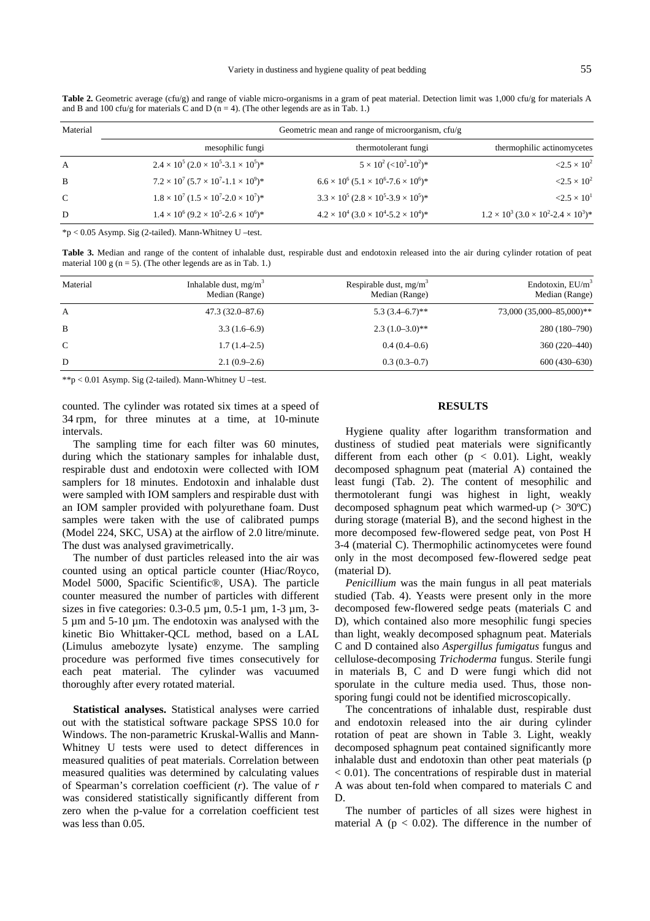**Table 2.** Geometric average (cfu/g) and range of viable micro-organisms in a gram of peat material. Detection limit was 1,000 cfu/g for materials A and B and 100 cfu/g for materials C and D (n = 4). (The other legends are as in Tab. 1.)

| Material | Geometric mean and range of microorganism, cfu/g | | |
|---|---|---|---|
| | mesophilic fungi | thermotolerant fungi | thermophilic actinomycetes |
| A | $2.4 \times 10^5$ ($2.0 \times 10^5$-$3.1 \times 10^5$)* | $5 \times 10^2$ ($<10^2$-$10^2$)* | $<2.5 \times 10^2$ |
| B | $7.2 \times 10^7$ ($5.7 \times 10^7$-$1.1 \times 10^9$)* | $6.6 \times 10^6$ ($5.1 \times 10^6$-$7.6 \times 10^6$)* | $<2.5 \times 10^2$ |
| C | $1.8 \times 10^7$ ($1.5 \times 10^7$-$2.0 \times 10^7$)* | $3.3 \times 10^5$ ($2.8 \times 10^5$-$3.9 \times 10^5$)* | $<2.5 \times 10^1$ |
| D | $1.4 \times 10^6$ ($9.2 \times 10^5$-$2.6 \times 10^6$)* | $4.2 \times 10^4$ ($3.0 \times 10^4$-$5.2 \times 10^4$)* | $1.2 \times 10^3$ ($3.0 \times 10^2$-$2.4 \times 10^3$)* |

*$p < 0.05$ Asymp. Sig (2-tailed). Mann-Whitney U –test.

**Table 3.** Median and range of the content of inhalable dust, respirable dust and endotoxin released into the air during cylinder rotation of peat material 100 g (n = 5). (The other legends are as in Tab. 1.)

| Material | Inhalable dust, mg/m$^3$ Median (Range) | Respirable dust, mg/m$^3$ Median (Range) | Endotoxin, EU/m$^3$ Median (Range) |
|---|---|---|---|
| A | 47.3 (32.0–87.6) | 5.3 (3.4–6.7)** | 73,000 (35,000–85,000)** |
| B | 3.3 (1.6–6.9) | 2.3 (1.0–3.0)** | 280 (180–790) |
| C | 1.7 (1.4–2.5) | 0.4 (0.4–0.6) | 360 (220–440) |
| D | 2.1 (0.9–2.6) | 0.3 (0.3–0.7) | 600 (430–630) |

**$p < 0.01$ Asymp. Sig (2-tailed). Mann-Whitney U –test.

counted. The cylinder was rotated six times at a speed of 34 rpm, for three minutes at a time, at 10-minute intervals.

The sampling time for each filter was 60 minutes, during which the stationary samples for inhalable dust, respirable dust and endotoxin were collected with IOM samplers for 18 minutes. Endotoxin and inhalable dust were sampled with IOM samplers and respirable dust with an IOM sampler provided with polyurethane foam. Dust samples were taken with the use of calibrated pumps (Model 224, SKC, USA) at the airflow of 2.0 litre/minute. The dust was analysed gravimetrically.

The number of dust particles released into the air was counted using an optical particle counter (Hiac/Royco, Model 5000, Spacific Scientific®, USA). The particle counter measured the number of particles with different sizes in five categories: 0.3-0.5 µm, 0.5-1 µm, 1-3 µm, 3-5 µm and 5-10 µm. The endotoxin was analysed with the kinetic Bio Whittaker-QCL method, based on a LAL (Limulus amebozyte lysate) enzyme. The sampling procedure was performed five times consecutively for each peat material. The cylinder was vacuumed thoroughly after every rotated material.

**Statistical analyses.** Statistical analyses were carried out with the statistical software package SPSS 10.0 for Windows. The non-parametric Kruskal-Wallis and Mann-Whitney U tests were used to detect differences in measured qualities of peat materials. Correlation between measured qualities was determined by calculating values of Spearman's correlation coefficient ($r$). The value of $r$ was considered statistically significantly different from zero when the p-value for a correlation coefficient test was less than 0.05.

## RESULTS

Hygiene quality after logarithm transformation and dustiness of studied peat materials were significantly different from each other ($p < 0.01$). Light, weakly decomposed sphagnum peat (material A) contained the least fungi (Tab. 2). The content of mesophilic and thermotolerant fungi was highest in light, weakly decomposed sphagnum peat which warmed-up (> 30ºC) during storage (material B), and the second highest in the more decomposed few-flowered sedge peat, von Post H 3-4 (material C). Thermophilic actinomycetes were found only in the most decomposed few-flowered sedge peat (material D).

*Penicillium* was the main fungus in all peat materials studied (Tab. 4). Yeasts were present only in the more decomposed few-flowered sedge peats (materials C and D), which contained also more mesophilic fungi species than light, weakly decomposed sphagnum peat. Materials C and D contained also *Aspergillus fumigatus* fungus and cellulose-decomposing *Trichoderma* fungus. Sterile fungi in materials B, C and D were fungi which did not sporulate in the culture media used. Thus, those non-sporing fungi could not be identified microscopically.

The concentrations of inhalable dust, respirable dust and endotoxin released into the air during cylinder rotation of peat are shown in Table 3. Light, weakly decomposed sphagnum peat contained significantly more inhalable dust and endotoxin than other peat materials ($p < 0.01$). The concentrations of respirable dust in material A was about ten-fold when compared to materials C and D.

The number of particles of all sizes were highest in material A ($p < 0.02$). The difference in the number of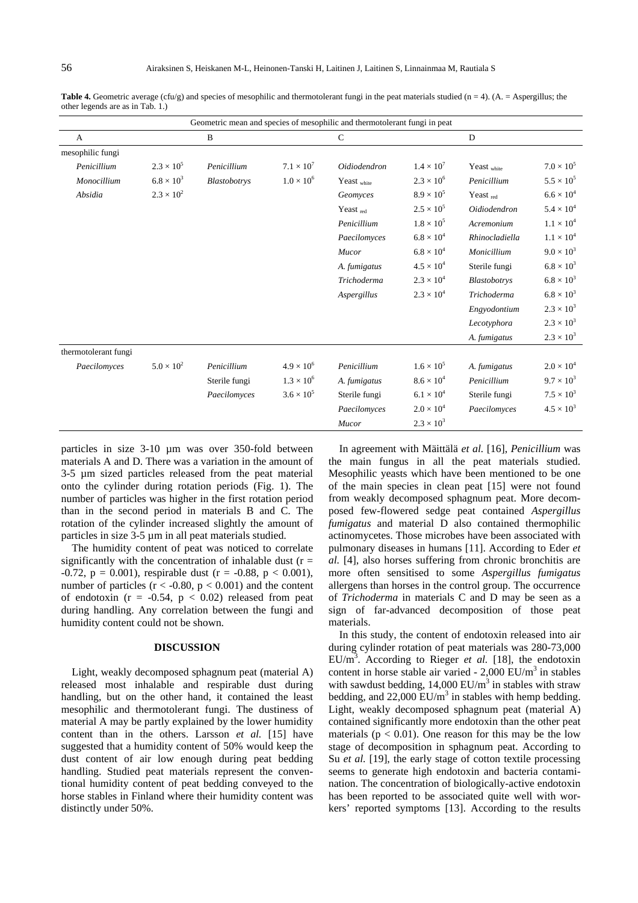**Table 4.** Geometric average (cfu/g) and species of mesophilic and thermotolerant fungi in the peat materials studied (n = 4). (A. = Aspergillus; the other legends are as in Tab. 1.)

| Geometric mean and species of mesophilic and thermotolerant fungi in peat | | | | | | | |
|---|---|---|---|---|---|---|---|
| A | | B | | C | | D | |
| mesophilic fungi | | | | | | | |
| *Penicillium* | $2.3 \times 10^5$ | *Penicillium* | $7.1 \times 10^7$ | *Oidiodendron* | $1.4 \times 10^7$ | Yeast $_{white}$ | $7.0 \times 10^5$ |
| *Monocillium* | $6.8 \times 10^3$ | *Blastobotrys* | $1.0 \times 10^6$ | Yeast $_{white}$ | $2.3 \times 10^6$ | *Penicillium* | $5.5 \times 10^5$ |
| *Absidia* | $2.3 \times 10^2$ | | | *Geomyces* | $8.9 \times 10^5$ | Yeast $_{red}$ | $6.6 \times 10^4$ |
| | | | | Yeast $_{red}$ | $2.5 \times 10^5$ | *Oidiodendron* | $5.4 \times 10^4$ |
| | | | | *Penicillium* | $1.8 \times 10^5$ | *Acremonium* | $1.1 \times 10^4$ |
| | | | | *Paecilomyces* | $6.8 \times 10^4$ | *Rhinocladiella* | $1.1 \times 10^4$ |
| | | | | *Mucor* | $6.8 \times 10^4$ | *Monicillium* | $9.0 \times 10^3$ |
| | | | | *A. fumigatus* | $4.5 \times 10^4$ | Sterile fungi | $6.8 \times 10^3$ |
| | | | | *Trichoderma* | $2.3 \times 10^4$ | *Blastobotrys* | $6.8 \times 10^3$ |
| | | | | *Aspergillus* | $2.3 \times 10^4$ | *Trichoderma* | $6.8 \times 10^3$ |
| | | | | | | *Engyodontium* | $2.3 \times 10^3$ |
| | | | | | | *Lecotyphora* | $2.3 \times 10^3$ |
| | | | | | | *A. fumigatus* | $2.3 \times 10^3$ |
| thermotolerant fungi | | | | | | | |
| *Paecilomyces* | $5.0 \times 10^2$ | *Penicillium* | $4.9 \times 10^6$ | *Penicillium* | $1.6 \times 10^5$ | *A. fumigatus* | $2.0 \times 10^4$ |
| | | Sterile fungi | $1.3 \times 10^6$ | *A. fumigatus* | $8.6 \times 10^4$ | *Penicillium* | $9.7 \times 10^3$ |
| | | *Paecilomyces* | $3.6 \times 10^5$ | Sterile fungi | $6.1 \times 10^4$ | Sterile fungi | $7.5 \times 10^3$ |
| | | | | *Paecilomyces* | $2.0 \times 10^4$ | *Paecilomyces* | $4.5 \times 10^3$ |
| | | | | *Mucor* | $2.3 \times 10^3$ | | |

particles in size 3-10 µm was over 350-fold between materials A and D. There was a variation in the amount of 3-5 µm sized particles released from the peat material onto the cylinder during rotation periods (Fig. 1). The number of particles was higher in the first rotation period than in the second period in materials B and C. The rotation of the cylinder increased slightly the amount of particles in size 3-5 µm in all peat materials studied.

The humidity content of peat was noticed to correlate significantly with the concentration of inhalable dust ($r = -0.72$, $p = 0.001$), respirable dust ($r = -0.88$, $p < 0.001$), number of particles ($r < -0.80$, $p < 0.001$) and the content of endotoxin ($r = -0.54$, $p < 0.02$) released from peat during handling. Any correlation between the fungi and humidity content could not be shown.

## DISCUSSION

Light, weakly decomposed sphagnum peat (material A) released most inhalable and respirable dust during handling, but on the other hand, it contained the least mesophilic and thermotolerant fungi. The dustiness of material A may be partly explained by the lower humidity content than in the others. Larsson *et al.* [15] have suggested that a humidity content of 50% would keep the dust content of air low enough during peat bedding handling. Studied peat materials represent the conventional humidity content of peat bedding conveyed to the horse stables in Finland where their humidity content was distinctly under 50%.

In agreement with Mäittälä *et al.* [16], *Penicillium* was the main fungus in all the peat materials studied. Mesophilic yeasts which have been mentioned to be one of the main species in clean peat [15] were not found from weakly decomposed sphagnum peat. More decomposed few-flowered sedge peat contained *Aspergillus fumigatus* and material D also contained thermophilic actinomycetes. Those microbes have been associated with pulmonary diseases in humans [11]. According to Eder *et al.* [4], also horses suffering from chronic bronchitis are more often sensitised to some *Aspergillus fumigatus* allergens than horses in the control group. The occurrence of *Trichoderma* in materials C and D may be seen as a sign of far-advanced decomposition of those peat materials.

In this study, the content of endotoxin released into air during cylinder rotation of peat materials was 280-73,000 EU/m$^3$. According to Rieger *et al.* [18], the endotoxin content in horse stable air varied - 2,000 EU/m$^3$ in stables with sawdust bedding, 14,000 EU/m$^3$ in stables with straw bedding, and 22,000 EU/m$^3$ in stables with hemp bedding. Light, weakly decomposed sphagnum peat (material A) contained significantly more endotoxin than the other peat materials ($p < 0.01$). One reason for this may be the low stage of decomposition in sphagnum peat. According to Su *et al.* [19], the early stage of cotton textile processing seems to generate high endotoxin and bacteria contamination. The concentration of biologically-active endotoxin has been reported to be associated quite well with workers' reported symptoms [13]. According to the results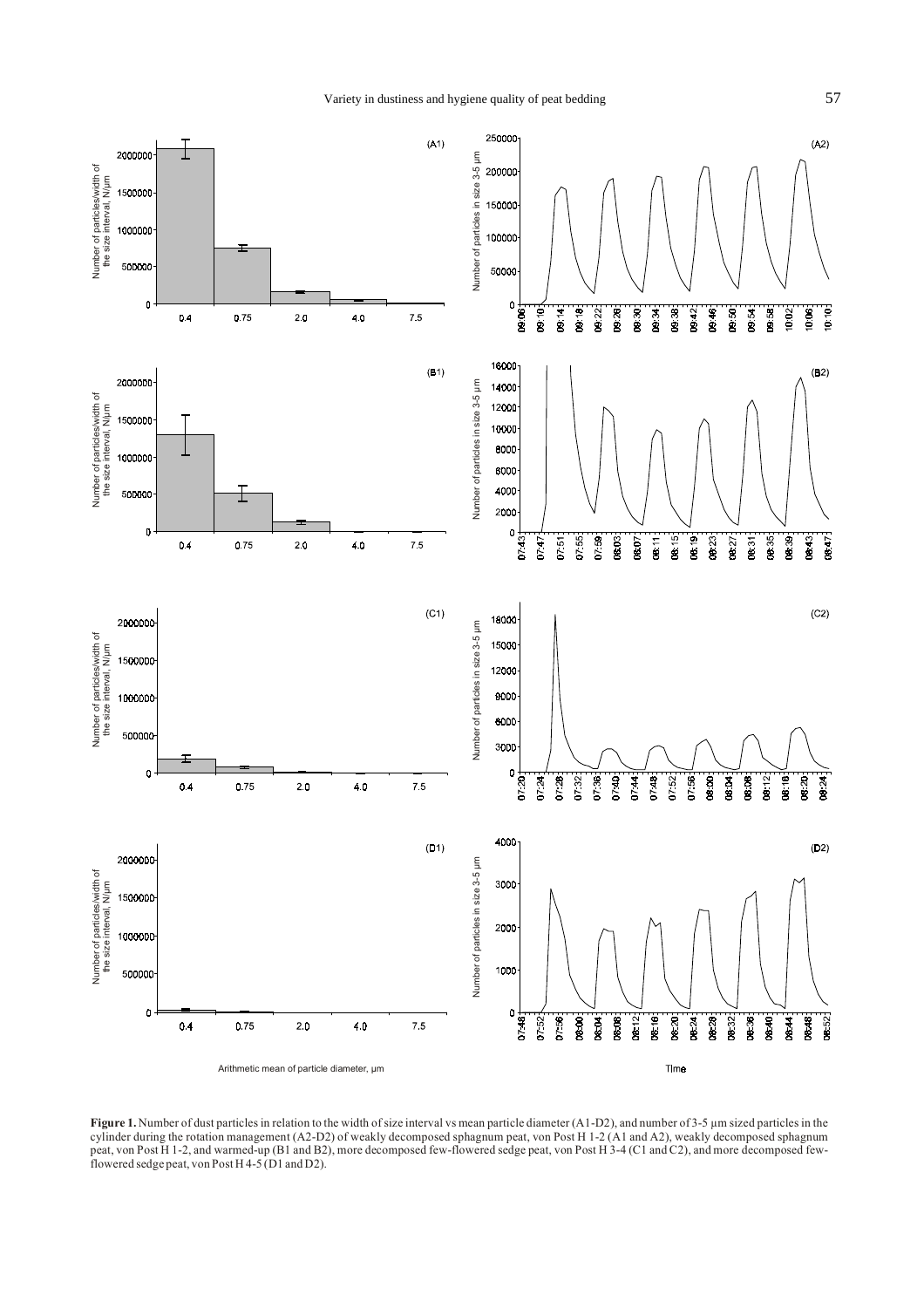**Figure 1.** Number of dust particles in relation to the width of size interval vs mean particle diameter (A1-D2), and number of 3-5 µm sized particles in the cylinder during the rotation management (A2-D2) of weakly decomposed sphagnum peat, von Post H 1-2 (A1 and A2), weakly decomposed sphagnum peat, von Post H 1-2, and warmed-up (B1 and B2), more decomposed few-flowered sedge peat, von Post H 3-4 (C1 and C2), and more decomposed few-flowered sedge peat, von Post H 4-5 (D1 and D2).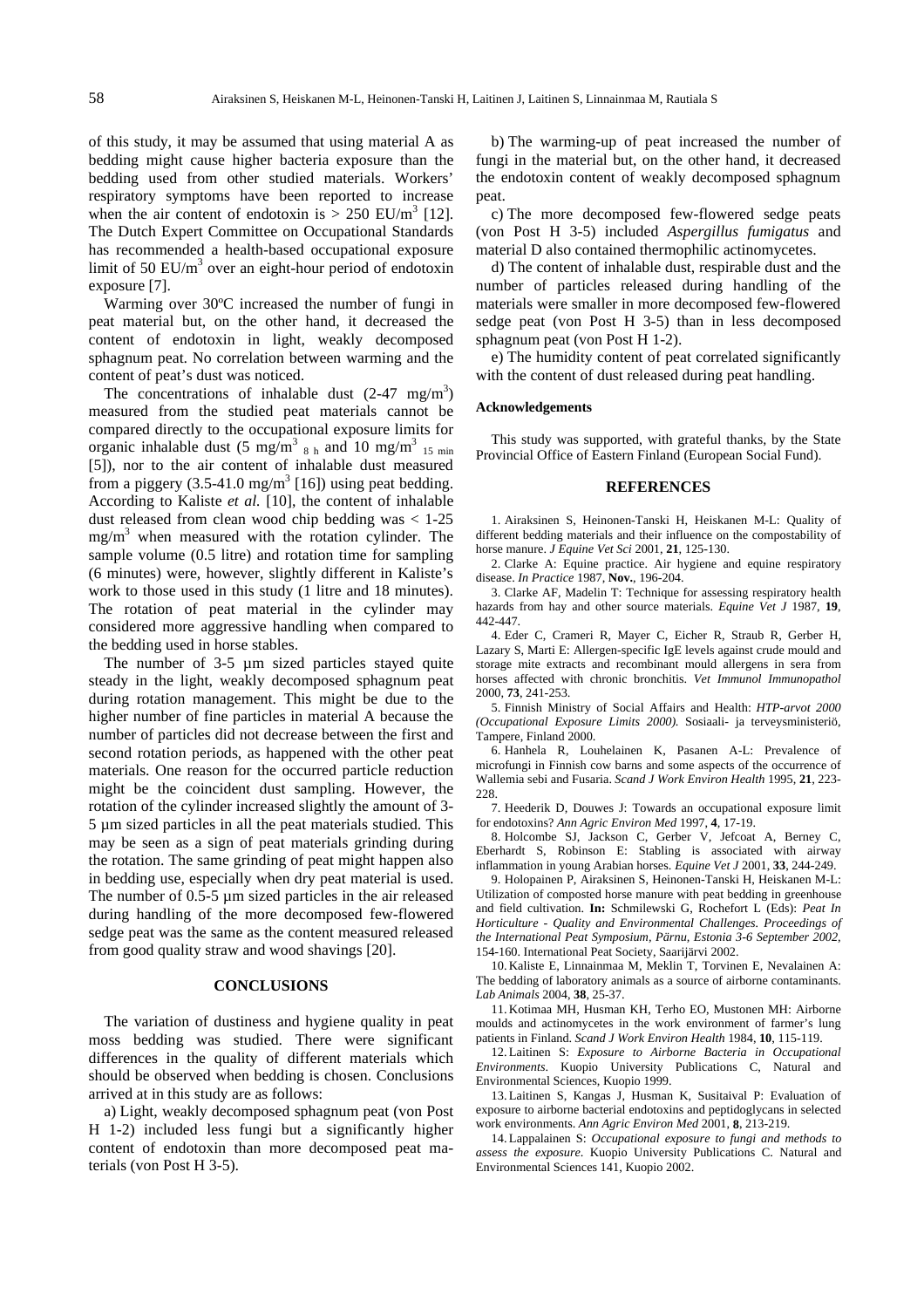of this study, it may be assumed that using material A as bedding might cause higher bacteria exposure than the bedding used from other studied materials. Workers' respiratory symptoms have been reported to increase when the air content of endotoxin is > 250 EU/m$^3$ [12]. The Dutch Expert Committee on Occupational Standards has recommended a health-based occupational exposure limit of 50 EU/m$^3$ over an eight-hour period of endotoxin exposure [7].

Warming over 30ºC increased the number of fungi in peat material but, on the other hand, it decreased the content of endotoxin in light, weakly decomposed sphagnum peat. No correlation between warming and the content of peat's dust was noticed.

The concentrations of inhalable dust (2-47 mg/m$^3$) measured from the studied peat materials cannot be compared directly to the occupational exposure limits for organic inhalable dust (5 mg/m$^3_{\ 8\ h}$ and 10 mg/m$^3_{\ 15\ min}$ [5]), nor to the air content of inhalable dust measured from a piggery (3.5-41.0 mg/m$^3$ [16]) using peat bedding. According to Kaliste *et al.* [10], the content of inhalable dust released from clean wood chip bedding was < 1-25 mg/m$^3$ when measured with the rotation cylinder. The sample volume (0.5 litre) and rotation time for sampling (6 minutes) were, however, slightly different in Kaliste's work to those used in this study (1 litre and 18 minutes). The rotation of peat material in the cylinder may considered more aggressive handling when compared to the bedding used in horse stables.

The number of 3-5 µm sized particles stayed quite steady in the light, weakly decomposed sphagnum peat during rotation management. This might be due to the higher number of fine particles in material A because the number of particles did not decrease between the first and second rotation periods, as happened with the other peat materials. One reason for the occurred particle reduction might be the coincident dust sampling. However, the rotation of the cylinder increased slightly the amount of 3-5 µm sized particles in all the peat materials studied. This may be seen as a sign of peat materials grinding during the rotation. The same grinding of peat might happen also in bedding use, especially when dry peat material is used. The number of 0.5-5 µm sized particles in the air released during handling of the more decomposed few-flowered sedge peat was the same as the content measured released from good quality straw and wood shavings [20].

## CONCLUSIONS

The variation of dustiness and hygiene quality in peat moss bedding was studied. There were significant differences in the quality of different materials which should be observed when bedding is chosen. Conclusions arrived at in this study are as follows:

a) Light, weakly decomposed sphagnum peat (von Post H 1-2) included less fungi but a significantly higher content of endotoxin than more decomposed peat materials (von Post H 3-5).

b) The warming-up of peat increased the number of fungi in the material but, on the other hand, it decreased the endotoxin content of weakly decomposed sphagnum peat.

c) The more decomposed few-flowered sedge peats (von Post H 3-5) included *Aspergillus fumigatus* and material D also contained thermophilic actinomycetes.

d) The content of inhalable dust, respirable dust and the number of particles released during handling of the materials were smaller in more decomposed few-flowered sedge peat (von Post H 3-5) than in less decomposed sphagnum peat (von Post H 1-2).

e) The humidity content of peat correlated significantly with the content of dust released during peat handling.

### Acknowledgements

This study was supported, with grateful thanks, by the State Provincial Office of Eastern Finland (European Social Fund).

## REFERENCES

1. Airaksinen S, Heinonen-Tanski H, Heiskanen M-L: Quality of different bedding materials and their influence on the compostability of horse manure. *J Equine Vet Sci* 2001, **21**, 125-130.

2. Clarke A: Equine practice. Air hygiene and equine respiratory disease. *In Practice* 1987, **Nov.**, 196-204.

3. Clarke AF, Madelin T: Technique for assessing respiratory health hazards from hay and other source materials. *Equine Vet J* 1987, **19**, 442-447.

4. Eder C, Crameri R, Mayer C, Eicher R, Straub R, Gerber H, Lazary S, Marti E: Allergen-specific IgE levels against crude mould and storage mite extracts and recombinant mould allergens in sera from horses affected with chronic bronchitis. *Vet Immunol Immunopathol* 2000, **73**, 241-253.

5. Finnish Ministry of Social Affairs and Health: *HTP-arvot 2000 (Occupational Exposure Limits 2000).* Sosiaali- ja terveysministeriö, Tampere, Finland 2000.

6. Hanhela R, Louhelainen K, Pasanen A-L: Prevalence of microfungi in Finnish cow barns and some aspects of the occurrence of Wallemia sebi and Fusaria. *Scand J Work Environ Health* 1995, **21**, 223-228.

7. Heederik D, Douwes J: Towards an occupational exposure limit for endotoxins? *Ann Agric Environ Med* 1997, **4**, 17-19.

8. Holcombe SJ, Jackson C, Gerber V, Jefcoat A, Berney C, Eberhardt S, Robinson E: Stabling is associated with airway inflammation in young Arabian horses. *Equine Vet J* 2001, **33**, 244-249.

9. Holopainen P, Airaksinen S, Heinonen-Tanski H, Heiskanen M-L: Utilization of composted horse manure with peat bedding in greenhouse and field cultivation. **In:** Schmilewski G, Rochefort L (Eds): *Peat In Horticulture - Quality and Environmental Challenges. Proceedings of the International Peat Symposium, Pärnu, Estonia 3-6 September 2002*, 154-160. International Peat Society, Saarijärvi 2002.

10. Kaliste E, Linnainmaa M, Meklin T, Torvinen E, Nevalainen A: The bedding of laboratory animals as a source of airborne contaminants. *Lab Animals* 2004, **38**, 25-37.

11. Kotimaa MH, Husman KH, Terho EO, Mustonen MH: Airborne moulds and actinomycetes in the work environment of farmer's lung patients in Finland. *Scand J Work Environ Health* 1984, **10**, 115-119.

12. Laitinen S: *Exposure to Airborne Bacteria in Occupational Environments*. Kuopio University Publications C, Natural and Environmental Sciences, Kuopio 1999.

13. Laitinen S, Kangas J, Husman K, Susitaival P: Evaluation of exposure to airborne bacterial endotoxins and peptidoglycans in selected work environments. *Ann Agric Environ Med* 2001, **8**, 213-219.

14. Lappalainen S: *Occupational exposure to fungi and methods to assess the exposure*. Kuopio University Publications C. Natural and Environmental Sciences 141, Kuopio 2002.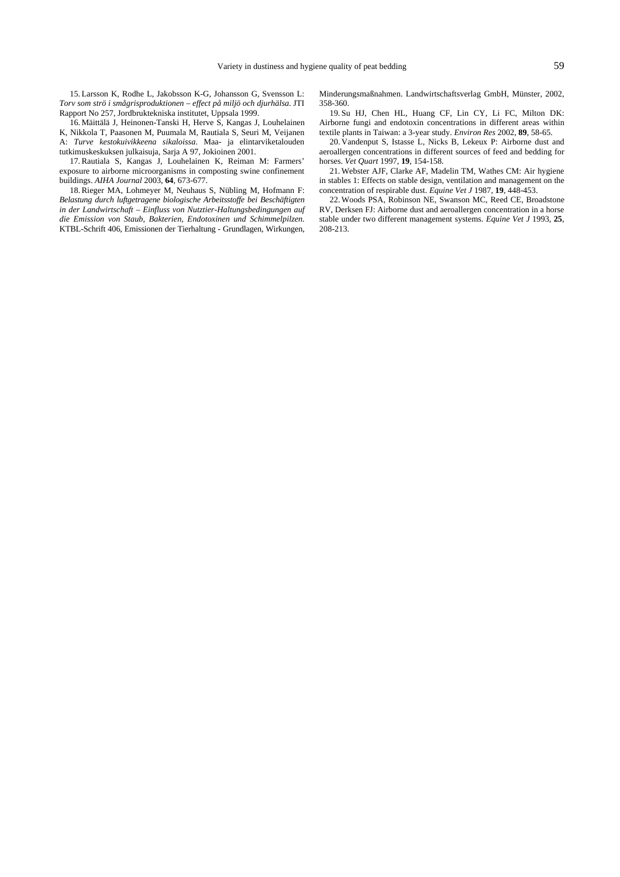15. Larsson K, Rodhe L, Jakobsson K-G, Johansson G, Svensson L: *Torv som strö i smågrisproduktionen – effect på miljö och djurhälsa*. JTI Rapport No 257, Jordbruktekniska institutet, Uppsala 1999.

16. Mäittälä J, Heinonen-Tanski H, Herve S, Kangas J, Louhelainen K, Nikkola T, Paasonen M, Puumala M, Rautiala S, Seuri M, Veijanen A: *Turve kestokuivikkeena sikaloissa*. Maa- ja elintarviketalouden tutkimuskeskuksen julkaisuja, Sarja A 97, Jokioinen 2001.

17. Rautiala S, Kangas J, Louhelainen K, Reiman M: Farmers' exposure to airborne microorganisms in composting swine confinement buildings. *AIHA Journal* 2003, **64**, 673-677.

18. Rieger MA, Lohmeyer M, Neuhaus S, Nübling M, Hofmann F: *Belastung durch luftgetragene biologische Arbeitsstoffe bei Beschäftigten in der Landwirtschaft – Einfluss von Nutztier-Haltungsbedingungen auf die Emission von Staub, Bakterien, Endotoxinen und Schimmelpilzen*. KTBL-Schrift 406, Emissionen der Tierhaltung - Grundlagen, Wirkungen, Minderungsmaßnahmen. Landwirtschaftsverlag GmbH, Münster, 2002, 358-360.

19. Su HJ, Chen HL, Huang CF, Lin CY, Li FC, Milton DK: Airborne fungi and endotoxin concentrations in different areas within textile plants in Taiwan: a 3-year study. *Environ Res* 2002, **89**, 58-65.

20. Vandenput S, Istasse L, Nicks B, Lekeux P: Airborne dust and aeroallergen concentrations in different sources of feed and bedding for horses. *Vet Quart* 1997, **19**, 154-158.

21. Webster AJF, Clarke AF, Madelin TM, Wathes CM: Air hygiene in stables 1: Effects on stable design, ventilation and management on the concentration of respirable dust. *Equine Vet J* 1987, **19**, 448-453.

22. Woods PSA, Robinson NE, Swanson MC, Reed CE, Broadstone RV, Derksen FJ: Airborne dust and aeroallergen concentration in a horse stable under two different management systems. *Equine Vet J* 1993, **25**, 208-213.